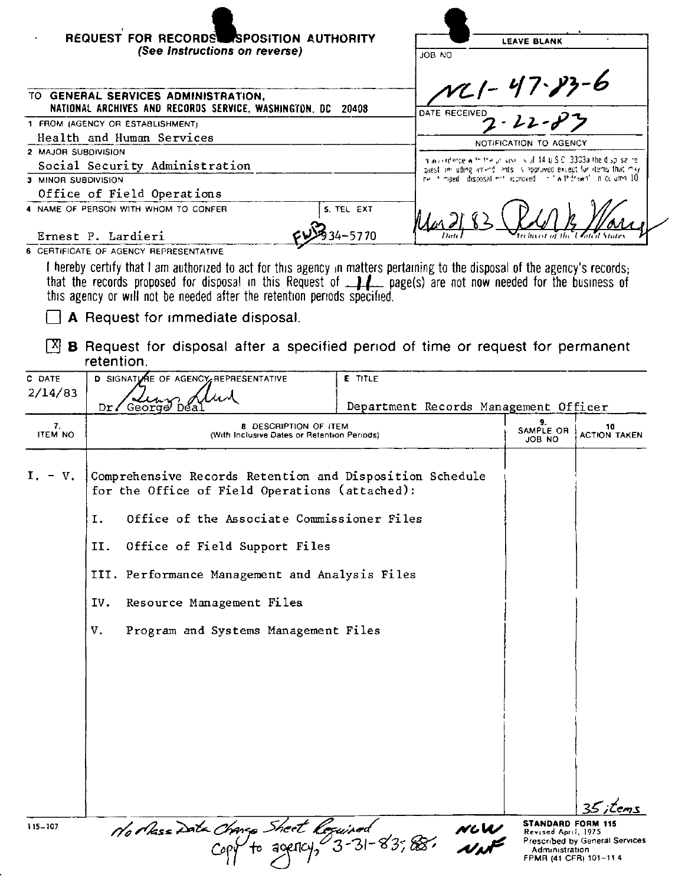# REQUEST FOR RECORDS DISPOSITION AUTHORITY

*(See Instructions on reverse)*

| LEAVE BLANK |
|---|
| JOB NO: NC1-47-83-6 |
| DATE RECEIVED: 2-22-83 |
| NOTIFICATION TO AGENCY |
| In accordance with the provisions of 44 U.S.C. 3303a the disposal request, including amendments, is approved except for items that may be stamped "disposal not approved" or "withdrawn" in column 10. |
| Mar 21, 83 — Archivist of the United States |

TO: **GENERAL SERVICES ADMINISTRATION, NATIONAL ARCHIVES AND RECORDS SERVICE, WASHINGTON, DC 20408**

1. FROM (AGENCY OR ESTABLISHMENT): Health and Human Services
2. MAJOR SUBDIVISION: Social Security Administration
3. MINOR SUBDIVISION: Office of Field Operations
4. NAME OF PERSON WITH WHOM TO CONFER: Ernest P. Lardieri
5. TEL EXT: FWB 934-5770

6. CERTIFICATE OF AGENCY REPRESENTATIVE

I hereby certify that I am authorized to act for this agency in matters pertaining to the disposal of the agency's records; that the records proposed for disposal in this Request of 11 page(s) are not now needed for the business of this agency or will not be needed after the retention periods specified.

☐ **A** Request for immediate disposal.

☒ **B** Request for disposal after a specified period of time or request for permanent retention.

| C. DATE | D. SIGNATURE OF AGENCY REPRESENTATIVE | E. TITLE |
|---|---|---|
| 2/14/83 | Dr. George Deal | Department Records Management Officer |

| 7. ITEM NO | 8. DESCRIPTION OF ITEM (With Inclusive Dates or Retention Periods) | 9. SAMPLE OR JOB NO | 10. ACTION TAKEN |
|---|---|---|---|
| I. - V. | Comprehensive Records Retention and Disposition Schedule for the Office of Field Operations (attached): | | |
| | I. Office of the Associate Commissioner Files | | |
| | II. Office of Field Support Files | | |
| | III. Performance Management and Analysis Files | | |
| | IV. Resource Management Files | | |
| | V. Program and Systems Management Files | | |
| | | | 35 items |

115-107

No Mass Data Change Sheet Required
Copy to agency, 3-31-83; 88.
NCW
NNF

**STANDARD FORM 115**
Revised April, 1975
Prescribed by General Services Administration
FPMR (41 CFR) 101-11.4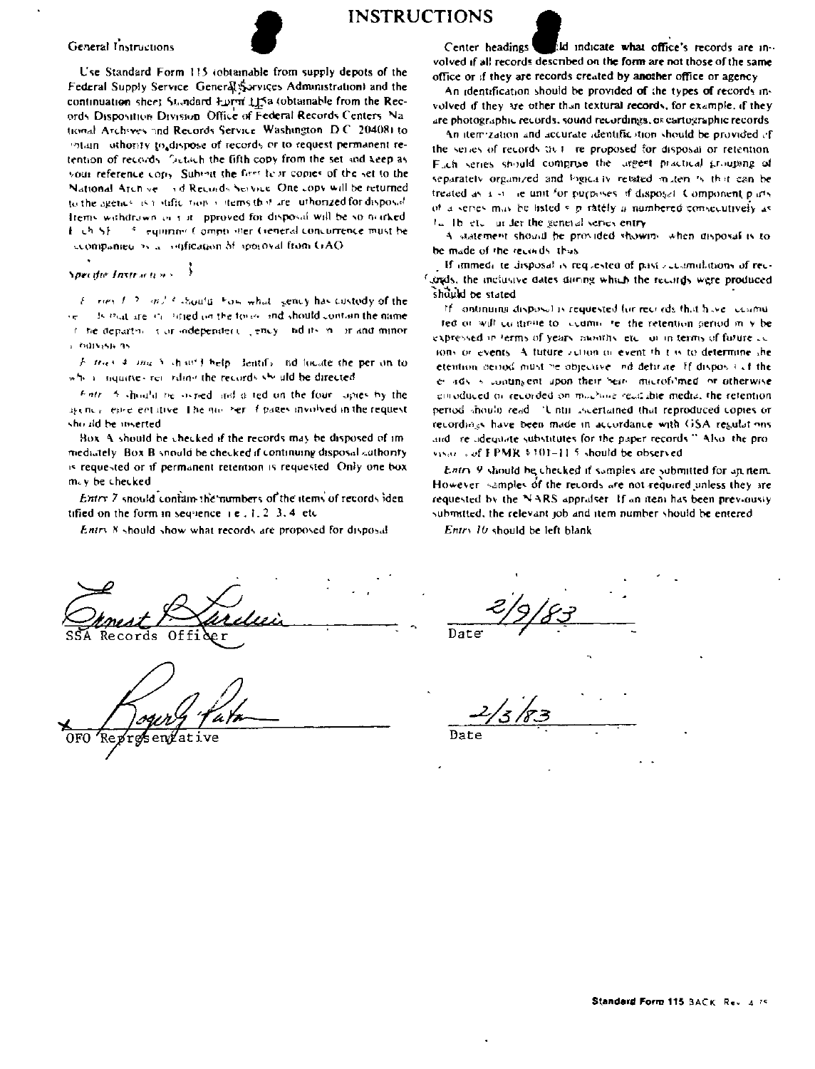# INSTRUCTIONS

## General Instructions

Use Standard Form 115 (obtainable from supply depots of the Federal Supply Service, General Services Administration) and the continuation sheet Standard Form 115a (obtainable from the Records Disposition Division, Office of Federal Records Centers, National Archives and Records Service, Washington, D.C. 20408) to obtain authority to dispose of records or to request permanent retention of records. Detach the fifth copy from the set and keep as your reference copy. Submit the first four copies of the set to the National Archives and Records Service. One copy will be returned to the agency as notification of items that are authorized for disposal. Items withdrawn or not approved for disposal will be so marked. Each SF 115 requiring Comptroller General concurrence must be accompanied by a notification of approval from GAO.

## Specific Instructions

*Entries 1, 2, and 3* should show what agency has custody of the records that are identified on the form, and should contain the name of the department or independent agency, and its major and minor subdivisions.

*Entries 4 and 5* should help identify and locate the person to whom inquiries regarding the records should be directed.

*Entry 6* should be signed and dated on the four copies by the agency representative. The number of pages involved in the request should be inserted.

Box A should be checked if the records may be disposed of immediately. Box B should be checked if continuing disposal authority is requested or if permanent retention is requested. Only one box may be checked.

*Entry 7* should contain the numbers of the items of records identified on the form in sequence, i.e., 1, 2, 3, 4, etc.

*Entry 8* should show what records are proposed for disposal.

Center headings should indicate what office's records are involved if all records described on the form are not those of the same office or if they are records created by another office or agency.

An identification should be provided of the types of records involved if they are other than textual records, for example, if they are photographic records, sound recordings, or cartographic records.

An itemization and accurate identification should be provided of the series of records that are proposed for disposal or retention. Each series should comprise the largest practical grouping of separately organized and logically related materials that can be treated as a single unit for purposes of disposal. Component parts of a series may be listed separately if numbered consecutively as 1a, 1b, etc., under the general series entry.

A statement should be provided showing when disposal is to be made of the records, thus:

If immediate disposal is requested of past accumulations of records, the inclusive dates during which the records were produced should be stated.

If continuing disposal is requested for records that have accumulated or will continue to accumulate, the retention period may be expressed in terms of years, months, etc., or in terms of future actions or events. A future action or event that is to determine the retention period must be objective and definite. If disposal of the records is contingent upon their being microfilmed, or otherwise reproduced or recorded on machine readable media, the retention period should read: "Until ascertained that reproduced copies or recordings have been made in accordance with GSA regulations and are adequate substitutes for the paper records." Also, the provisions of FPMR § 101-11.5 should be observed.

*Entry 9* should be checked if samples are submitted for an item. However, samples of the records are not required unless they are requested by the NARS appraiser. If an item has been previously submitted, the relevant job and item number should be entered.

*Entry 10* should be left blank.

Ernest P. [signature]
SSA Records Officer

Date 2/9/83

Roger J. Patn [signature]
OFO Representative

Date 2/3/83

Standard Form 115 BACK Rev. 4-75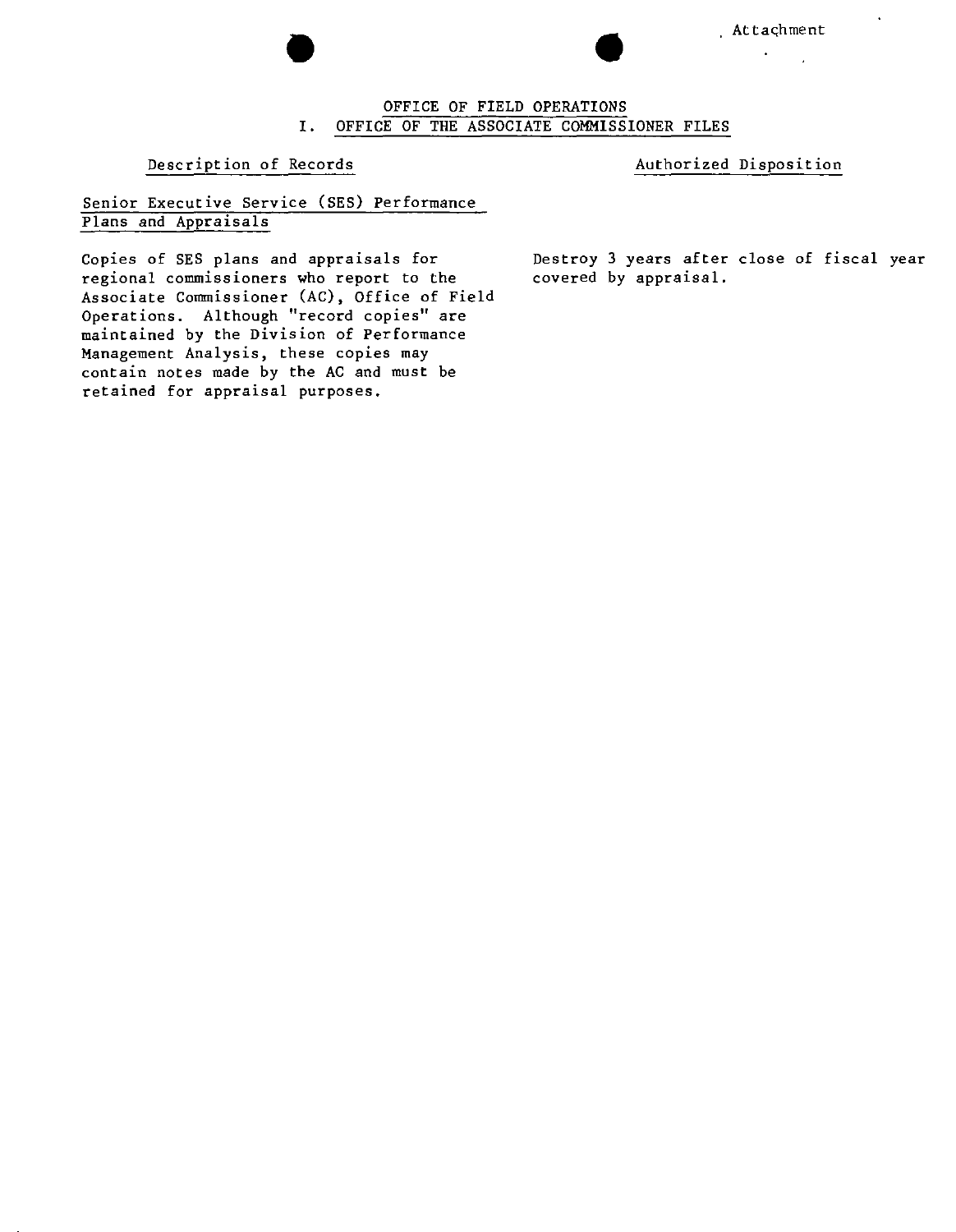Attachment

## OFFICE OF FIELD OPERATIONS
## I. OFFICE OF THE ASSOCIATE COMMISSIONER FILES

| Description of Records | Authorized Disposition |
|---|---|
| **Senior Executive Service (SES) Performance Plans and Appraisals** | |
| Copies of SES plans and appraisals for regional commissioners who report to the Associate Commissioner (AC), Office of Field Operations. Although "record copies" are maintained by the Division of Performance Management Analysis, these copies may contain notes made by the AC and must be retained for appraisal purposes. | Destroy 3 years after close of fiscal year covered by appraisal. |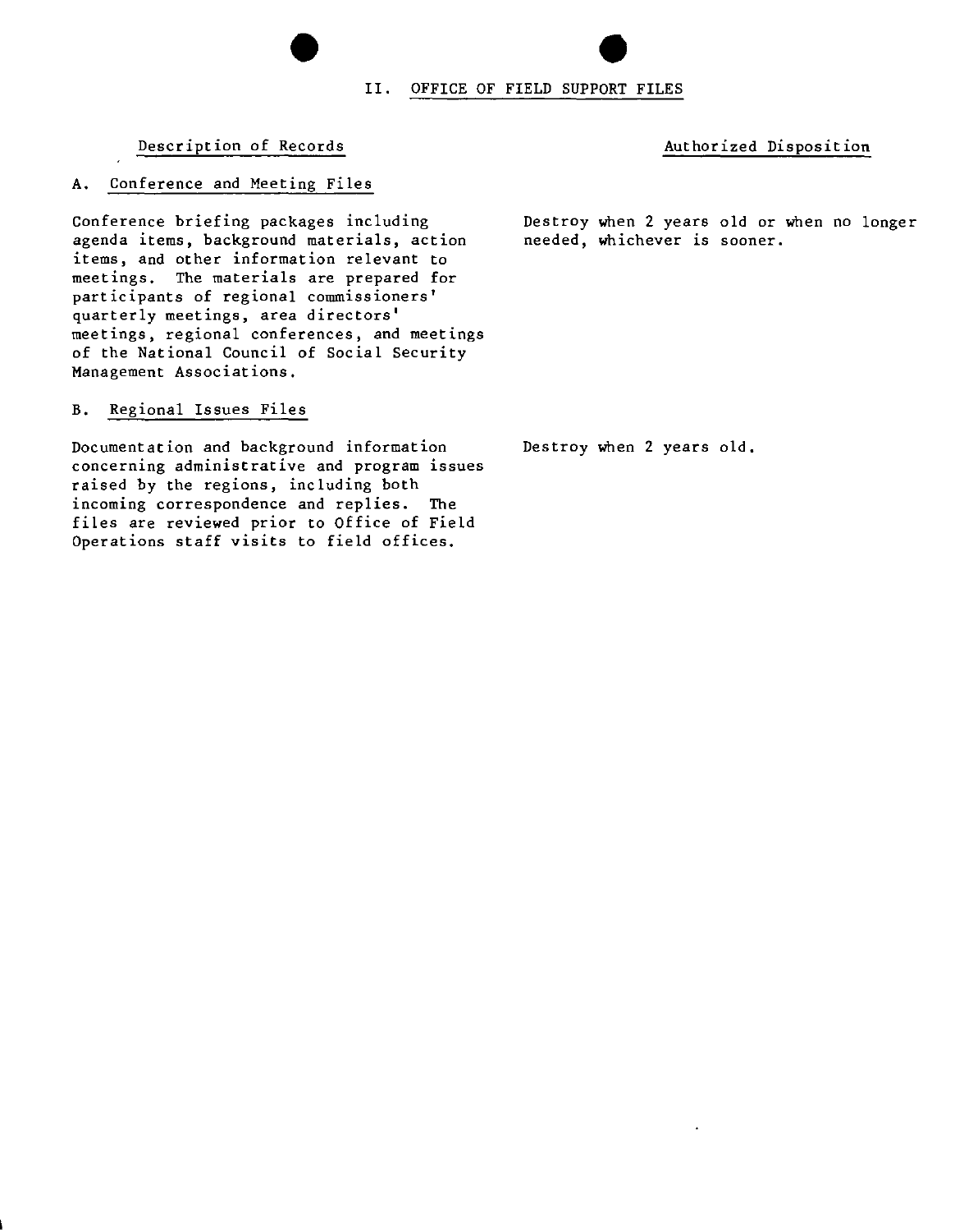## II. OFFICE OF FIELD SUPPORT FILES

| Description of Records | Authorized Disposition |
|---|---|
| **A. Conference and Meeting Files** | |
| Conference briefing packages including agenda items, background materials, action items, and other information relevant to meetings. The materials are prepared for participants of regional commissioners' quarterly meetings, area directors' meetings, regional conferences, and meetings of the National Council of Social Security Management Associations. | Destroy when 2 years old or when no longer needed, whichever is sooner. |
| **B. Regional Issues Files** | |
| Documentation and background information concerning administrative and program issues raised by the regions, including both incoming correspondence and replies. The files are reviewed prior to Office of Field Operations staff visits to field offices. | Destroy when 2 years old. |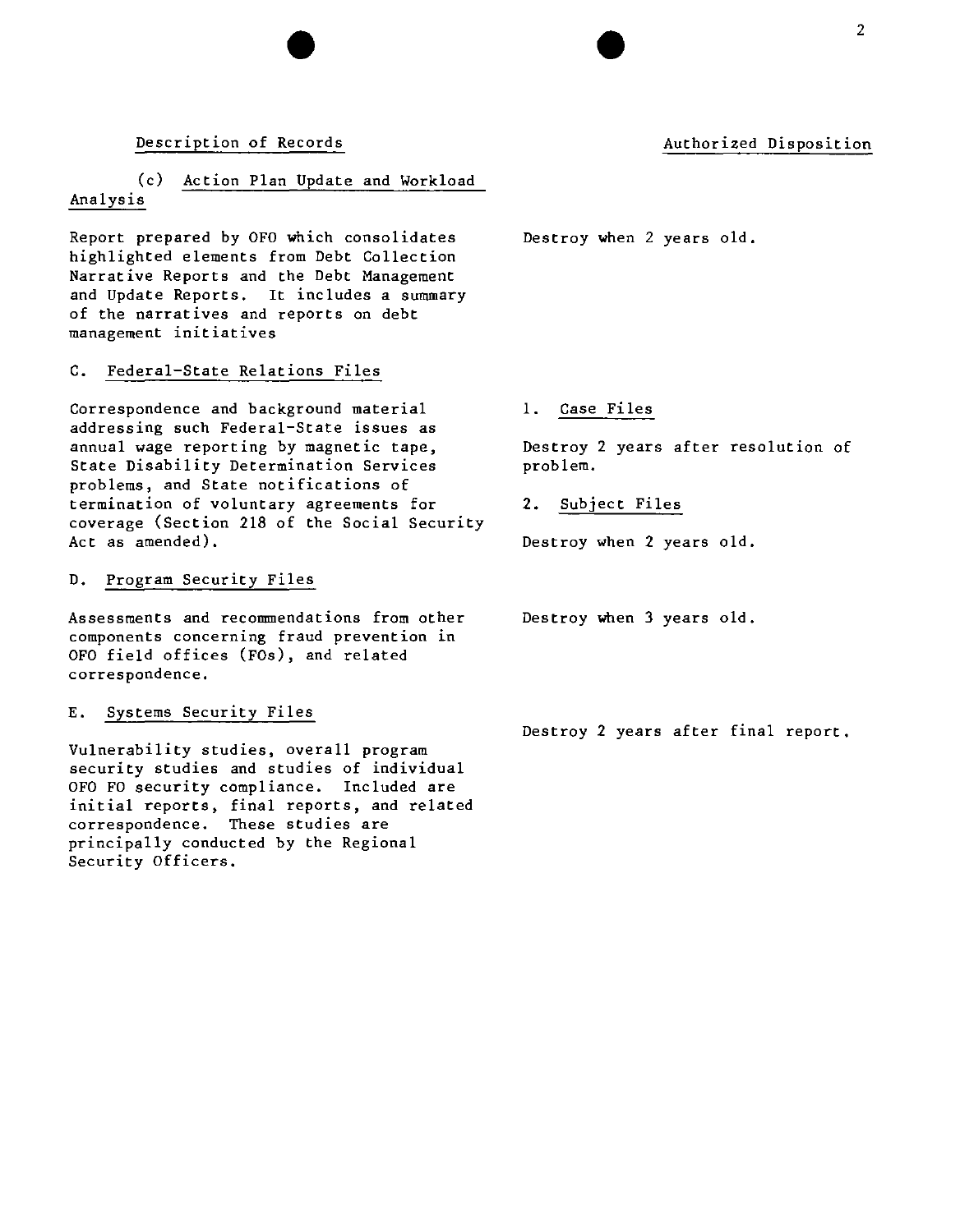| Description of Records | Authorized Disposition |
|---|---|
| (c) Action Plan Update and Workload Analysis | |
| Report prepared by OFO which consolidates highlighted elements from Debt Collection Narrative Reports and the Debt Management and Update Reports. It includes a summary of the narratives and reports on debt management initiatives | Destroy when 2 years old. |
| C. Federal-State Relations Files | |
| Correspondence and background material addressing such Federal-State issues as annual wage reporting by magnetic tape, State Disability Determination Services problems, and State notifications of termination of voluntary agreements for coverage (Section 218 of the Social Security Act as amended). | 1. Case Files<br><br>Destroy 2 years after resolution of problem.<br><br>2. Subject Files<br><br>Destroy when 2 years old. |
| D. Program Security Files | |
| Assessments and recommendations from other components concerning fraud prevention in OFO field offices (FOs), and related correspondence. | Destroy when 3 years old. |
| E. Systems Security Files | |
| Vulnerability studies, overall program security studies and studies of individual OFO FO security compliance. Included are initial reports, final reports, and related correspondence. These studies are principally conducted by the Regional Security Officers. | Destroy 2 years after final report. |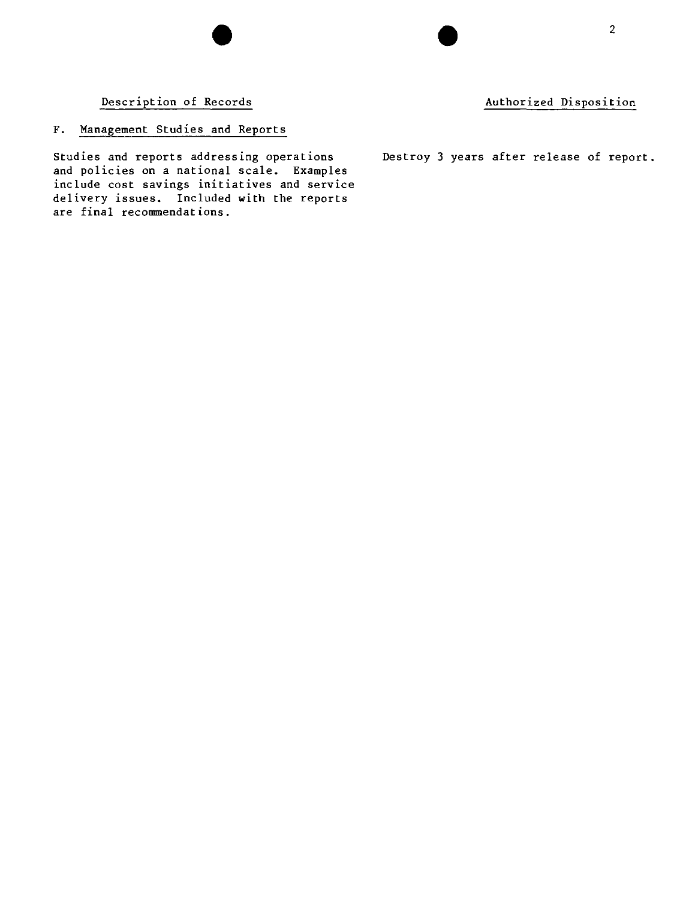| Description of Records | Authorized Disposition |
| --- | --- |
| **F. Management Studies and Reports** | |
| Studies and reports addressing operations and policies on a national scale. Examples include cost savings initiatives and service delivery issues. Included with the reports are final recommendations. | Destroy 3 years after release of report. |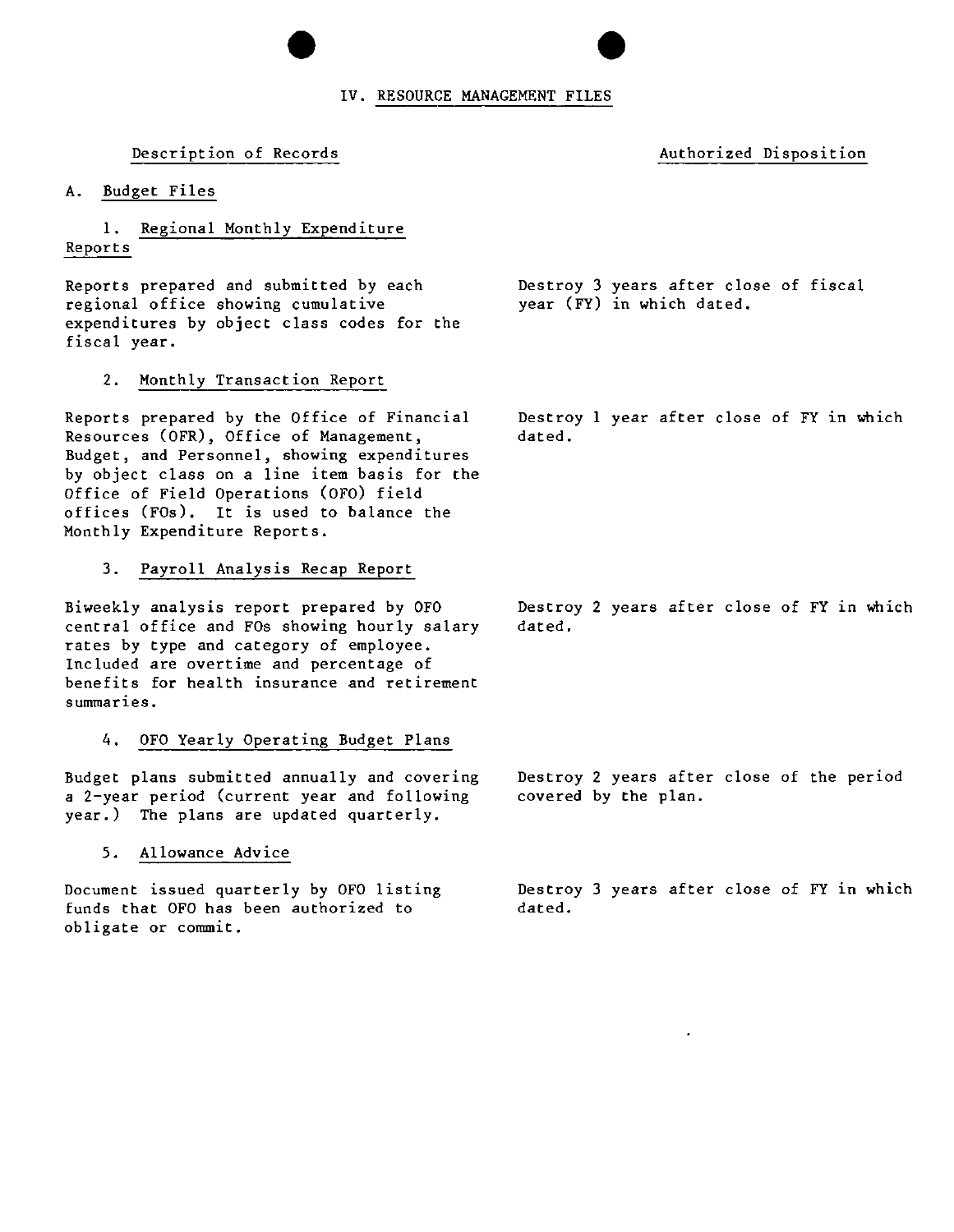# IV. RESOURCE MANAGEMENT FILES

| Description of Records | Authorized Disposition |
|---|---|
| **A. Budget Files** | |
| **1. Regional Monthly Expenditure Reports** | |
| Reports prepared and submitted by each regional office showing cumulative expenditures by object class codes for the fiscal year. | Destroy 3 years after close of fiscal year (FY) in which dated. |
| **2. Monthly Transaction Report** | |
| Reports prepared by the Office of Financial Resources (OFR), Office of Management, Budget, and Personnel, showing expenditures by object class on a line item basis for the Office of Field Operations (OFO) field offices (FOs). It is used to balance the Monthly Expenditure Reports. | Destroy 1 year after close of FY in which dated. |
| **3. Payroll Analysis Recap Report** | |
| Biweekly analysis report prepared by OFO central office and FOs showing hourly salary rates by type and category of employee. Included are overtime and percentage of benefits for health insurance and retirement summaries. | Destroy 2 years after close of FY in which dated. |
| **4. OFO Yearly Operating Budget Plans** | |
| Budget plans submitted annually and covering a 2-year period (current year and following year.) The plans are updated quarterly. | Destroy 2 years after close of the period covered by the plan. |
| **5. Allowance Advice** | |
| Document issued quarterly by OFO listing funds that OFO has been authorized to obligate or commit. | Destroy 3 years after close of FY in which dated. |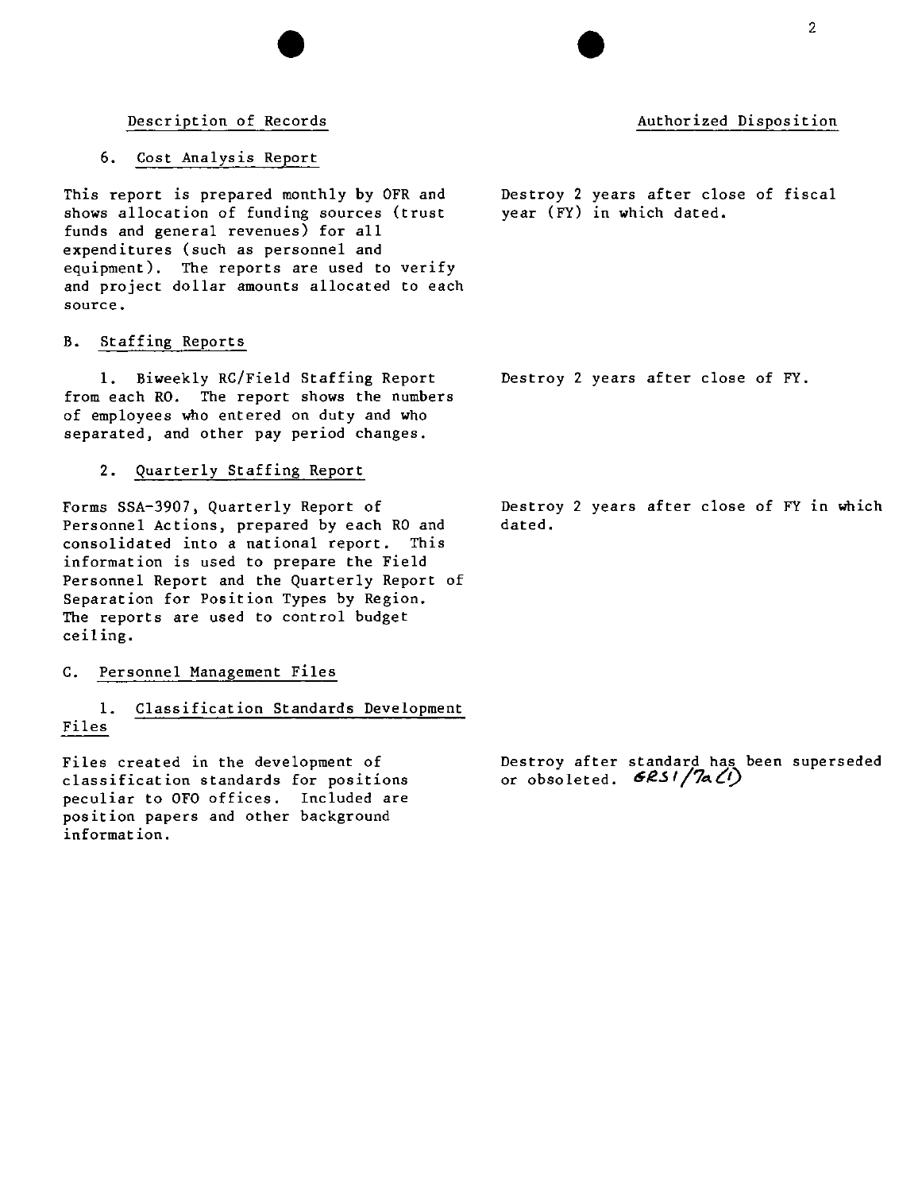| Description of Records | Authorized Disposition |
|---|---|
| 6. Cost Analysis Report | |
| This report is prepared monthly by OFR and shows allocation of funding sources (trust funds and general revenues) for all expenditures (such as personnel and equipment). The reports are used to verify and project dollar amounts allocated to each source. | Destroy 2 years after close of fiscal year (FY) in which dated. |
| B. Staffing Reports | |
| 1. Biweekly RC/Field Staffing Report from each RO. The report shows the numbers of employees who entered on duty and who separated, and other pay period changes. | Destroy 2 years after close of FY. |
| 2. Quarterly Staffing Report | |
| Forms SSA-3907, Quarterly Report of Personnel Actions, prepared by each RO and consolidated into a national report. This information is used to prepare the Field Personnel Report and the Quarterly Report of Separation for Position Types by Region. The reports are used to control budget ceiling. | Destroy 2 years after close of FY in which dated. |
| C. Personnel Management Files | |
| 1. Classification Standards Development Files | |
| Files created in the development of classification standards for positions peculiar to OFO offices. Included are position papers and other background information. | Destroy after standard has been superseded or obsoleted. GRS1/7a(1) |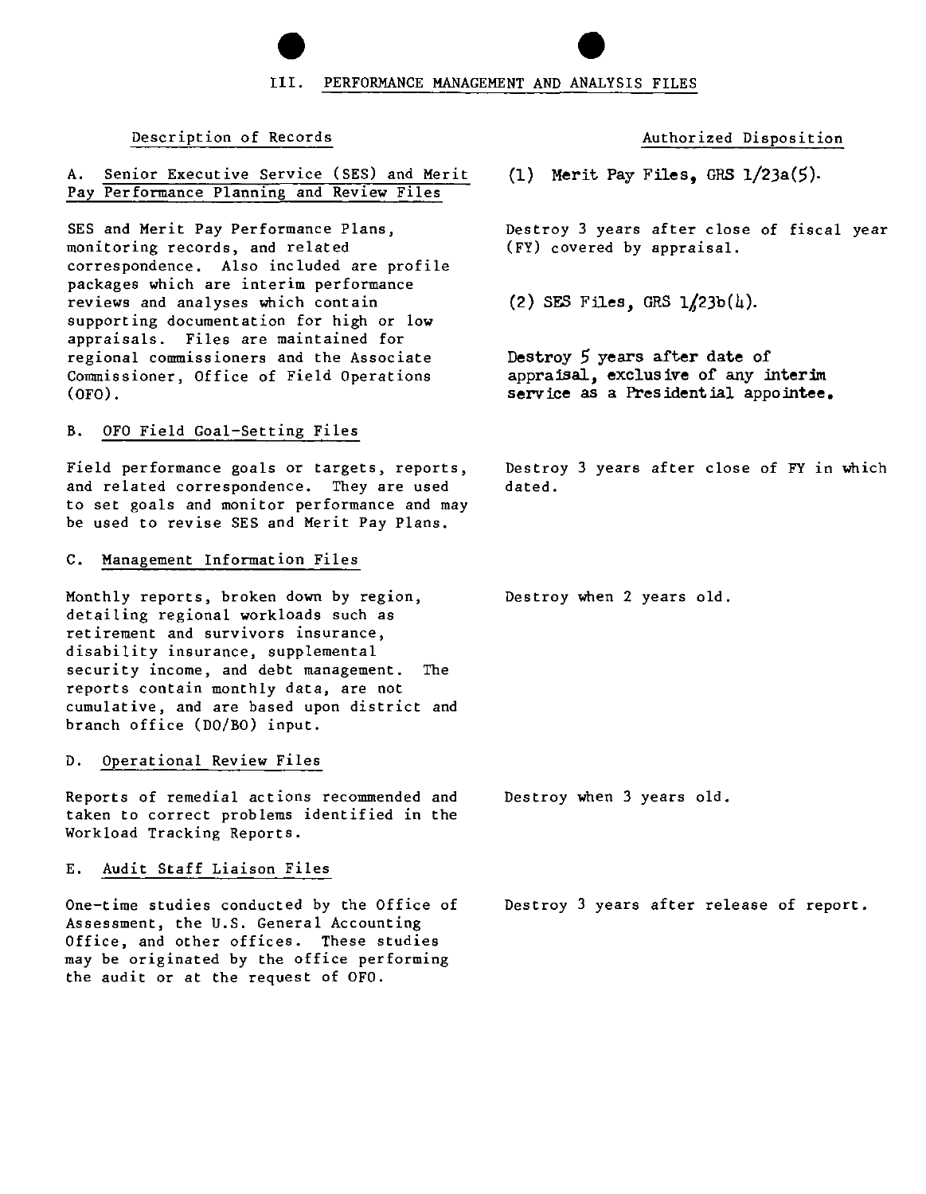## III. PERFORMANCE MANAGEMENT AND ANALYSIS FILES

| Description of Records | Authorized Disposition |
|---|---|
| A. Senior Executive Service (SES) and Merit Pay Performance Planning and Review Files<br><br>SES and Merit Pay Performance Plans, monitoring records, and related correspondence. Also included are profile packages which are interim performance reviews and analyses which contain supporting documentation for high or low appraisals. Files are maintained for regional commissioners and the Associate Commissioner, Office of Field Operations (OFO). | (1) Merit Pay Files, GRS 1/23a(5).<br><br>Destroy 3 years after close of fiscal year (FY) covered by appraisal.<br><br>(2) SES Files, GRS 1/23b(4).<br><br>Destroy 5 years after date of appraisal, exclusive of any interim service as a Presidential appointee. |
| B. OFO Field Goal-Setting Files<br><br>Field performance goals or targets, reports, and related correspondence. They are used to set goals and monitor performance and may be used to revise SES and Merit Pay Plans. | Destroy 3 years after close of FY in which dated. |
| C. Management Information Files<br><br>Monthly reports, broken down by region, detailing regional workloads such as retirement and survivors insurance, disability insurance, supplemental security income, and debt management. The reports contain monthly data, are not cumulative, and are based upon district and branch office (DO/BO) input. | Destroy when 2 years old. |
| D. Operational Review Files<br><br>Reports of remedial actions recommended and taken to correct problems identified in the Workload Tracking Reports. | Destroy when 3 years old. |
| E. Audit Staff Liaison Files<br><br>One-time studies conducted by the Office of Assessment, the U.S. General Accounting Office, and other offices. These studies may be originated by the office performing the audit or at the request of OFO. | Destroy 3 years after release of report. |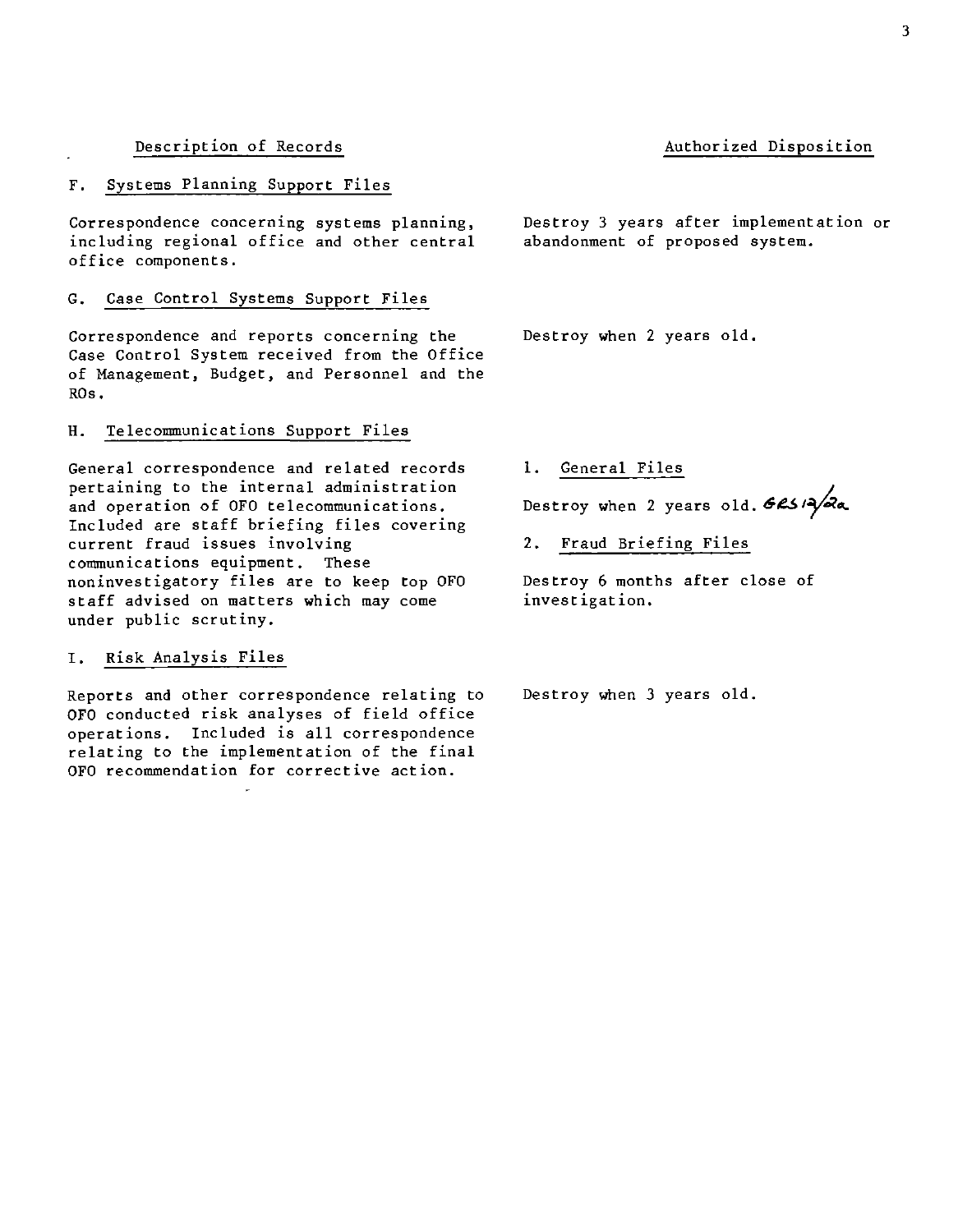| Description of Records | Authorized Disposition |
|---|---|
| F. Systems Planning Support Files | |
| Correspondence concerning systems planning, including regional office and other central office components. | Destroy 3 years after implementation or abandonment of proposed system. |
| G. Case Control Systems Support Files | |
| Correspondence and reports concerning the Case Control System received from the Office of Management, Budget, and Personnel and the ROs. | Destroy when 2 years old. |
| H. Telecommunications Support Files | |
| General correspondence and related records pertaining to the internal administration and operation of OFO telecommunications. Included are staff briefing files covering current fraud issues involving communications equipment. These noninvestigatory files are to keep top OFO staff advised on matters which may come under public scrutiny. | 1. General Files<br><br>Destroy when 2 years old. GRS 12/2a<br><br>2. Fraud Briefing Files<br><br>Destroy 6 months after close of investigation. |
| I. Risk Analysis Files | |
| Reports and other correspondence relating to OFO conducted risk analyses of field office operations. Included is all correspondence relating to the implementation of the final OFO recommendation for corrective action. | Destroy when 3 years old. |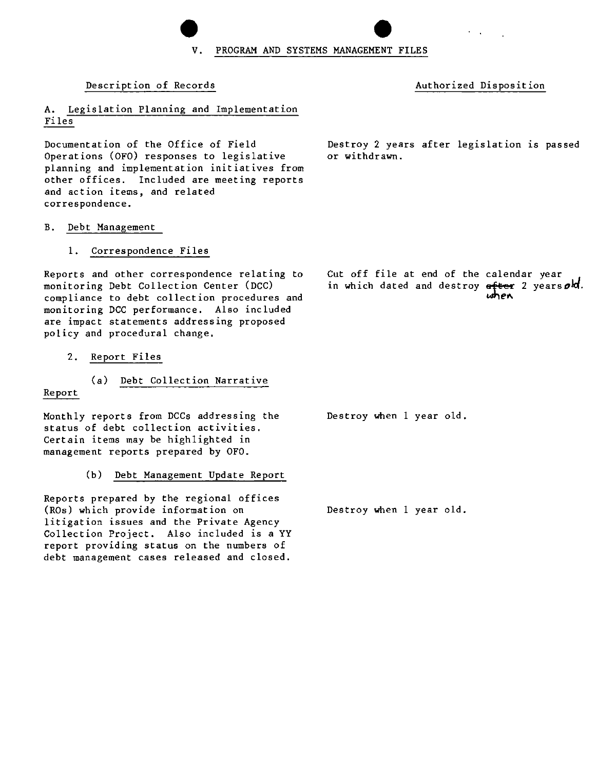## V. PROGRAM AND SYSTEMS MANAGEMENT FILES

| Description of Records | Authorized Disposition |
|---|---|
| **A. Legislation Planning and Implementation Files** | |
| Documentation of the Office of Field Operations (OFO) responses to legislative planning and implementation initiatives from other offices. Included are meeting reports and action items, and related correspondence. | Destroy 2 years after legislation is passed or withdrawn. |
| **B. Debt Management** | |
| 1. Correspondence Files | |
| Reports and other correspondence relating to monitoring Debt Collection Center (DCC) compliance to debt collection procedures and monitoring DCC performance. Also included are impact statements addressing proposed policy and procedural change. | Cut off file at end of the calendar year in which dated and destroy ~~after~~ when 2 years old. |
| 2. Report Files | |
| (a) Debt Collection Narrative Report | |
| Monthly reports from DCCs addressing the status of debt collection activities. Certain items may be highlighted in management reports prepared by OFO. | Destroy when 1 year old. |
| (b) Debt Management Update Report | |
| Reports prepared by the regional offices (ROs) which provide information on litigation issues and the Private Agency Collection Project. Also included is a YY report providing status on the numbers of debt management cases released and closed. | Destroy when 1 year old. |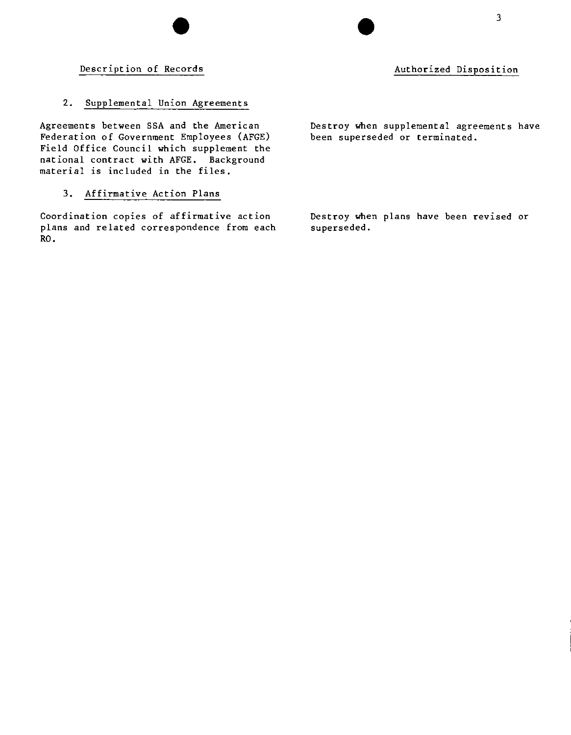| Description of Records | Authorized Disposition |
|---|---|
| 2. Supplemental Union Agreements | |
| Agreements between SSA and the American Federation of Government Employees (AFGE) Field Office Council which supplement the national contract with AFGE. Background material is included in the files. | Destroy when supplemental agreements have been superseded or terminated. |
| 3. Affirmative Action Plans | |
| Coordination copies of affirmative action plans and related correspondence from each RO. | Destroy when plans have been revised or superseded. |